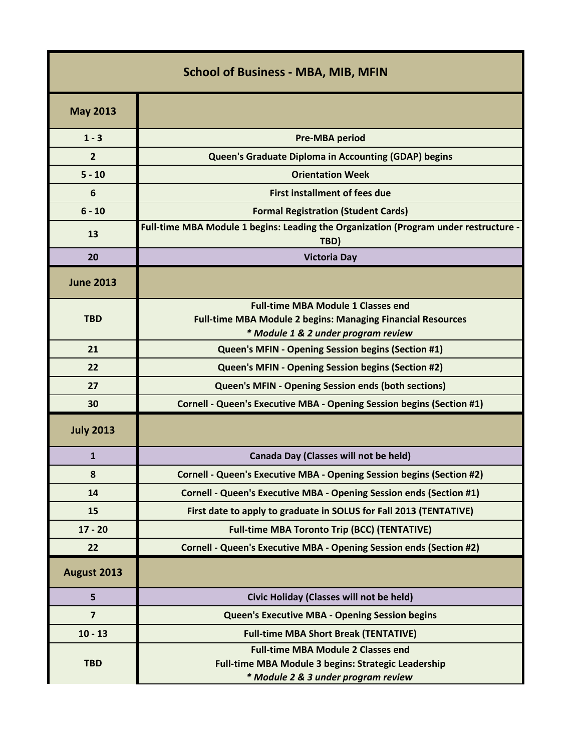| School of Business - MBA, MIB, MFIN | |
|---|---|
| **May 2013** | |
| 1 - 3 | Pre-MBA period |
| 2 | Queen's Graduate Diploma in Accounting (GDAP) begins |
| 5 - 10 | Orientation Week |
| 6 | First installment of fees due |
| 6 - 10 | Formal Registration (Student Cards) |
| 13 | Full-time MBA Module 1 begins: Leading the Organization (Program under restructure - TBD) |
| 20 | Victoria Day |
| **June 2013** | |
| TBD | Full-time MBA Module 1 Classes end<br>Full-time MBA Module 2 begins: Managing Financial Resources<br>*\* Module 1 & 2 under program review* |
| 21 | Queen's MFIN - Opening Session begins (Section #1) |
| 22 | Queen's MFIN - Opening Session begins (Section #2) |
| 27 | Queen's MFIN - Opening Session ends (both sections) |
| 30 | Cornell - Queen's Executive MBA - Opening Session begins (Section #1) |
| **July 2013** | |
| 1 | Canada Day (Classes will not be held) |
| 8 | Cornell - Queen's Executive MBA - Opening Session begins (Section #2) |
| 14 | Cornell - Queen's Executive MBA - Opening Session ends (Section #1) |
| 15 | First date to apply to graduate in SOLUS for Fall 2013 (TENTATIVE) |
| 17 - 20 | Full-time MBA Toronto Trip (BCC) (TENTATIVE) |
| 22 | Cornell - Queen's Executive MBA - Opening Session ends (Section #2) |
| **August 2013** | |
| 5 | Civic Holiday (Classes will not be held) |
| 7 | Queen's Executive MBA - Opening Session begins |
| 10 - 13 | Full-time MBA Short Break (TENTATIVE) |
| TBD | Full-time MBA Module 2 Classes end<br>Full-time MBA Module 3 begins: Strategic Leadership<br>*\* Module 2 & 3 under program review* |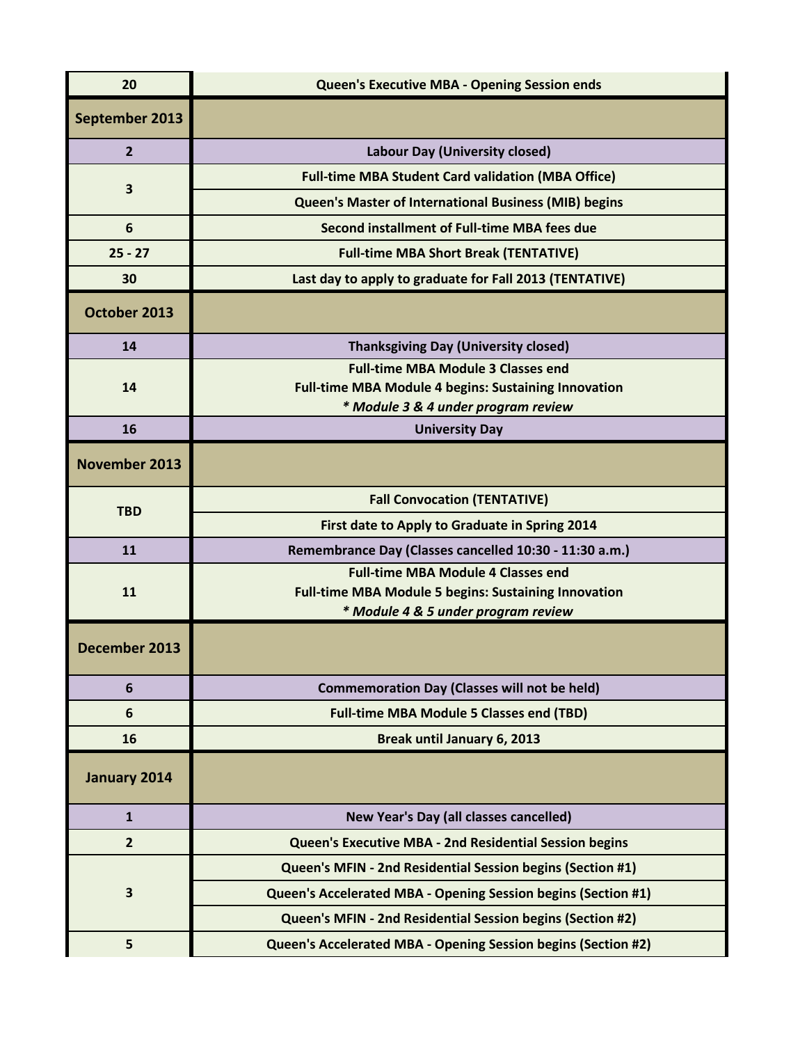| | |
|---|---|
| 20 | Queen's Executive MBA - Opening Session ends |
| **September 2013** | |
| 2 | Labour Day (University closed) |
| 3 | Full-time MBA Student Card validation (MBA Office) |
| | Queen's Master of International Business (MIB) begins |
| 6 | Second installment of Full-time MBA fees due |
| 25 - 27 | Full-time MBA Short Break (TENTATIVE) |
| 30 | Last day to apply to graduate for Fall 2013 (TENTATIVE) |
| **October 2013** | |
| 14 | Thanksgiving Day (University closed) |
| 14 | Full-time MBA Module 3 Classes end<br>Full-time MBA Module 4 begins: Sustaining Innovation<br>*\* Module 3 & 4 under program review* |
| 16 | University Day |
| **November 2013** | |
| TBD | Fall Convocation (TENTATIVE) |
| | First date to Apply to Graduate in Spring 2014 |
| 11 | Remembrance Day (Classes cancelled 10:30 - 11:30 a.m.) |
| 11 | Full-time MBA Module 4 Classes end<br>Full-time MBA Module 5 begins: Sustaining Innovation<br>*\* Module 4 & 5 under program review* |
| **December 2013** | |
| 6 | Commemoration Day (Classes will not be held) |
| 6 | Full-time MBA Module 5 Classes end (TBD) |
| 16 | Break until January 6, 2013 |
| **January 2014** | |
| 1 | New Year's Day (all classes cancelled) |
| 2 | Queen's Executive MBA - 2nd Residential Session begins |
| 3 | Queen's MFIN - 2nd Residential Session begins (Section #1) |
| | Queen's Accelerated MBA - Opening Session begins (Section #1) |
| | Queen's MFIN - 2nd Residential Session begins (Section #2) |
| 5 | Queen's Accelerated MBA - Opening Session begins (Section #2) |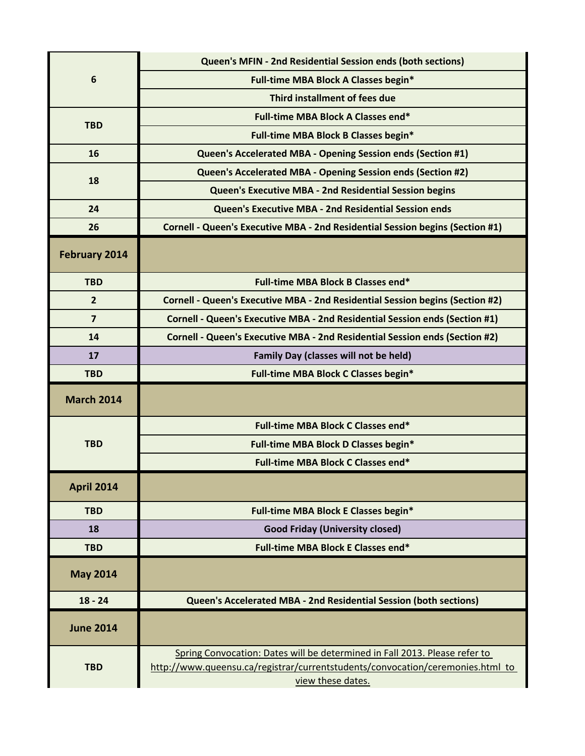| | |
|---|---|
| 6 | Queen's MFIN - 2nd Residential Session ends (both sections) |
| | Full-time MBA Block A Classes begin* |
| | Third installment of fees due |
| TBD | Full-time MBA Block A Classes end* |
| | Full-time MBA Block B Classes begin* |
| 16 | Queen's Accelerated MBA - Opening Session ends (Section #1) |
| 18 | Queen's Accelerated MBA - Opening Session ends (Section #2) |
| | Queen's Executive MBA - 2nd Residential Session begins |
| 24 | Queen's Executive MBA - 2nd Residential Session ends |
| 26 | Cornell - Queen's Executive MBA - 2nd Residential Session begins (Section #1) |
| **February 2014** | |
| TBD | Full-time MBA Block B Classes end* |
| 2 | Cornell - Queen's Executive MBA - 2nd Residential Session begins (Section #2) |
| 7 | Cornell - Queen's Executive MBA - 2nd Residential Session ends (Section #1) |
| 14 | Cornell - Queen's Executive MBA - 2nd Residential Session ends (Section #2) |
| 17 | Family Day (classes will not be held) |
| TBD | Full-time MBA Block C Classes begin* |
| **March 2014** | |
| TBD | Full-time MBA Block C Classes end* |
| | Full-time MBA Block D Classes begin* |
| | Full-time MBA Block C Classes end* |
| **April 2014** | |
| TBD | Full-time MBA Block E Classes begin* |
| 18 | Good Friday (University closed) |
| TBD | Full-time MBA Block E Classes end* |
| **May 2014** | |
| 18 - 24 | Queen's Accelerated MBA - 2nd Residential Session (both sections) |
| **June 2014** | |
| TBD | Spring Convocation: Dates will be determined in Fall 2013. Please refer to http://www.queensu.ca/registrar/currentstudents/convocation/ceremonies.html to view these dates. |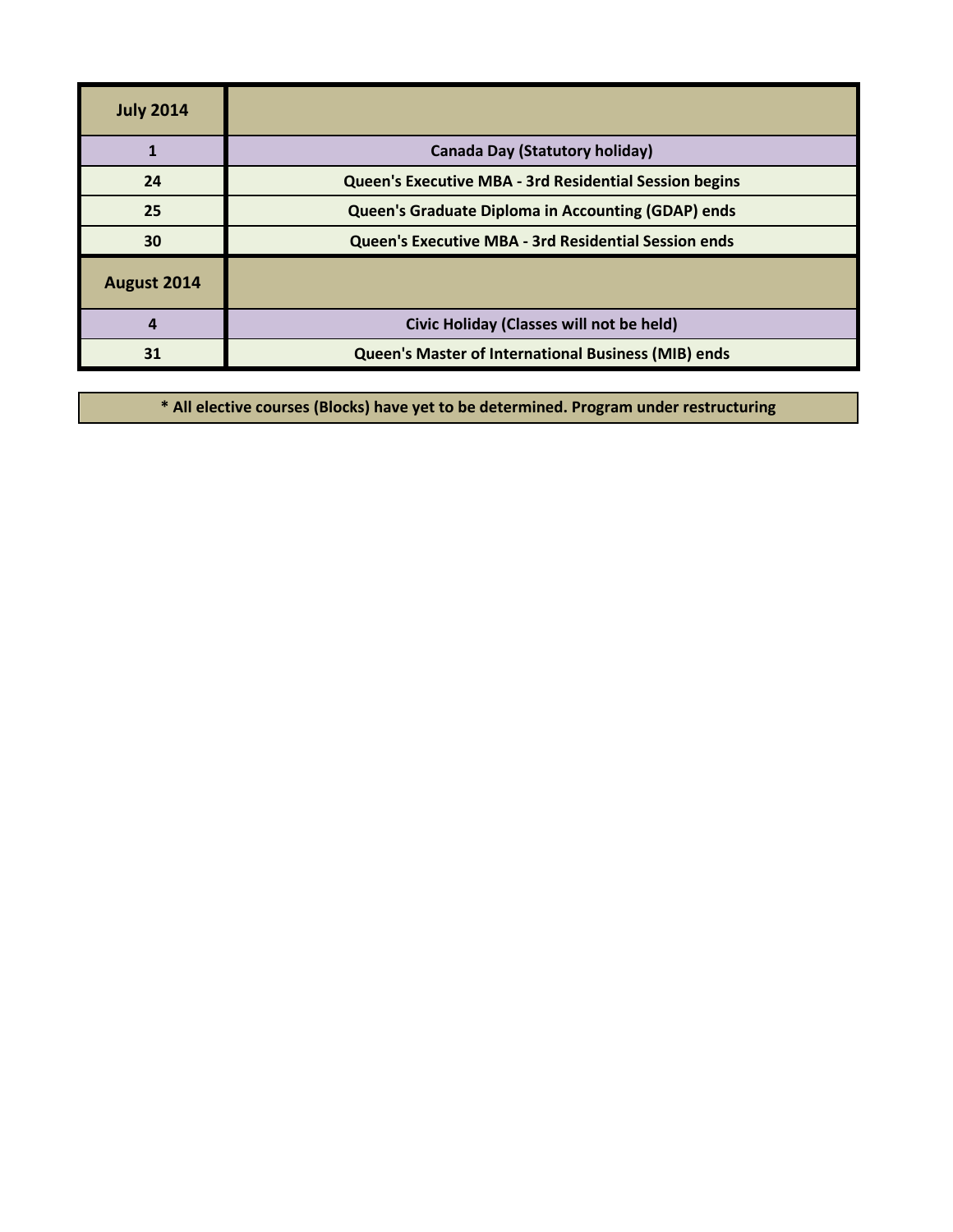| July 2014 | |
|---|---|
| 1 | Canada Day (Statutory holiday) |
| 24 | Queen's Executive MBA - 3rd Residential Session begins |
| 25 | Queen's Graduate Diploma in Accounting (GDAP) ends |
| 30 | Queen's Executive MBA - 3rd Residential Session ends |
| **August 2014** | |
| 4 | Civic Holiday (Classes will not be held) |
| 31 | Queen's Master of International Business (MIB) ends |

**\* All elective courses (Blocks) have yet to be determined. Program under restructuring**